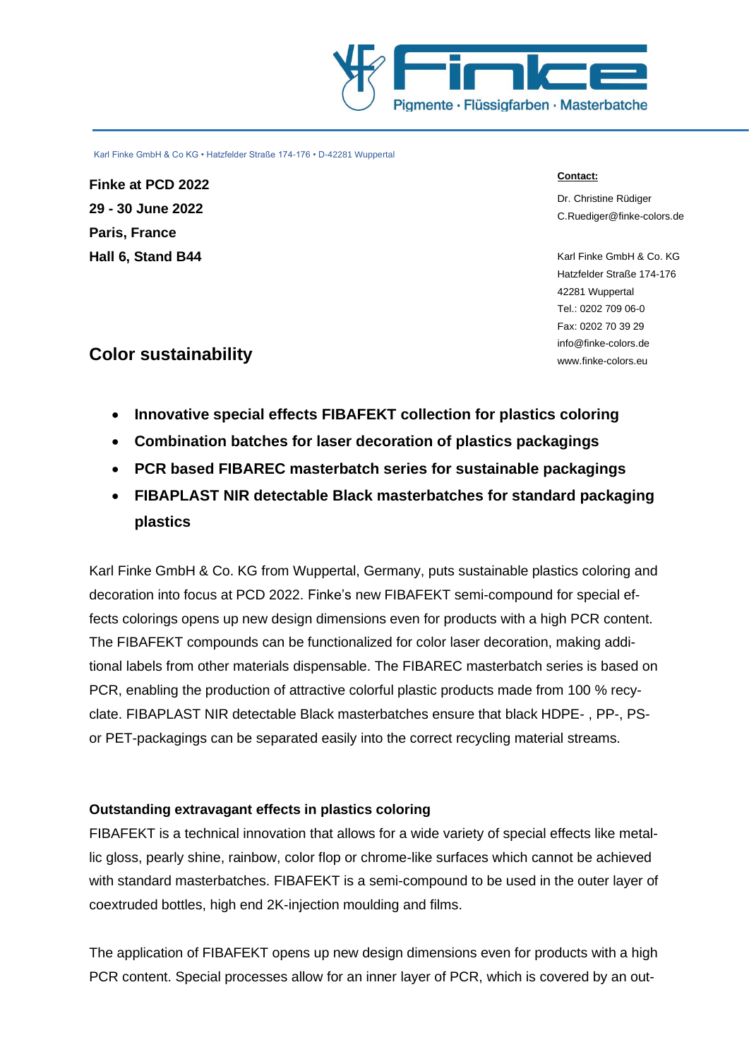Pigmente · Flüssigfarben · Masterbatche

Karl Finke GmbH & Co KG • Hatzfelder Straße 174-176 • D-42281 Wuppertal

**Finke at PCD 2022**
**29 - 30 June 2022**
**Paris, France**
**Hall 6, Stand B44**

**Contact:**

Dr. Christine Rüdiger
C.Ruediger@finke-colors.de

Karl Finke GmbH & Co. KG
Hatzfelder Straße 174-176
42281 Wuppertal
Tel.: 0202 709 06-0
Fax: 0202 70 39 29
info@finke-colors.de
www.finke-colors.eu

## Color sustainability

- **Innovative special effects FIBAFEKT collection for plastics coloring**
- **Combination batches for laser decoration of plastics packagings**
- **PCR based FIBAREC masterbatch series for sustainable packagings**
- **FIBAPLAST NIR detectable Black masterbatches for standard packaging plastics**

Karl Finke GmbH & Co. KG from Wuppertal, Germany, puts sustainable plastics coloring and decoration into focus at PCD 2022. Finke's new FIBAFEKT semi-compound for special effects colorings opens up new design dimensions even for products with a high PCR content. The FIBAFEKT compounds can be functionalized for color laser decoration, making additional labels from other materials dispensable. The FIBAREC masterbatch series is based on PCR, enabling the production of attractive colorful plastic products made from 100 % recyclate. FIBAPLAST NIR detectable Black masterbatches ensure that black HDPE- , PP-, PS- or PET-packagings can be separated easily into the correct recycling material streams.

### Outstanding extravagant effects in plastics coloring

FIBAFEKT is a technical innovation that allows for a wide variety of special effects like metallic gloss, pearly shine, rainbow, color flop or chrome-like surfaces which cannot be achieved with standard masterbatches. FIBAFEKT is a semi-compound to be used in the outer layer of coextruded bottles, high end 2K-injection moulding and films.

The application of FIBAFEKT opens up new design dimensions even for products with a high PCR content. Special processes allow for an inner layer of PCR, which is covered by an out-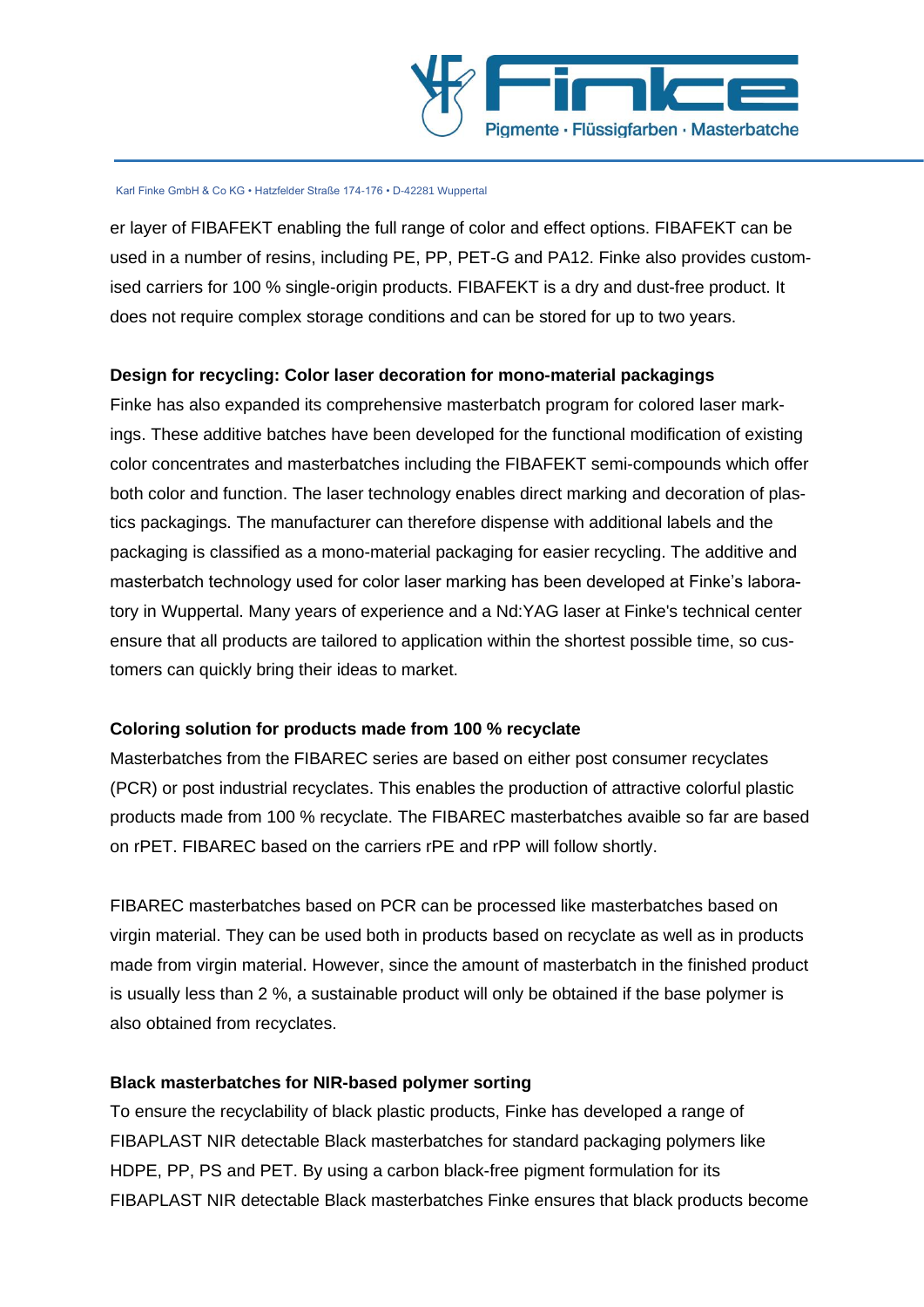er layer of FIBAFEKT enabling the full range of color and effect options. FIBAFEKT can be used in a number of resins, including PE, PP, PET-G and PA12. Finke also provides customised carriers for 100 % single-origin products. FIBAFEKT is a dry and dust-free product. It does not require complex storage conditions and can be stored for up to two years.

**Design for recycling: Color laser decoration for mono-material packagings**

Finke has also expanded its comprehensive masterbatch program for colored laser markings. These additive batches have been developed for the functional modification of existing color concentrates and masterbatches including the FIBAFEKT semi-compounds which offer both color and function. The laser technology enables direct marking and decoration of plastics packagings. The manufacturer can therefore dispense with additional labels and the packaging is classified as a mono-material packaging for easier recycling. The additive and masterbatch technology used for color laser marking has been developed at Finke's laboratory in Wuppertal. Many years of experience and a Nd:YAG laser at Finke's technical center ensure that all products are tailored to application within the shortest possible time, so customers can quickly bring their ideas to market.

**Coloring solution for products made from 100 % recyclate**

Masterbatches from the FIBAREC series are based on either post consumer recyclates (PCR) or post industrial recyclates. This enables the production of attractive colorful plastic products made from 100 % recyclate. The FIBAREC masterbatches avaible so far are based on rPET. FIBAREC based on the carriers rPE and rPP will follow shortly.

FIBAREC masterbatches based on PCR can be processed like masterbatches based on virgin material. They can be used both in products based on recyclate as well as in products made from virgin material. However, since the amount of masterbatch in the finished product is usually less than 2 %, a sustainable product will only be obtained if the base polymer is also obtained from recyclates.

**Black masterbatches for NIR-based polymer sorting**

To ensure the recyclability of black plastic products, Finke has developed a range of FIBAPLAST NIR detectable Black masterbatches for standard packaging polymers like HDPE, PP, PS and PET. By using a carbon black-free pigment formulation for its FIBAPLAST NIR detectable Black masterbatches Finke ensures that black products become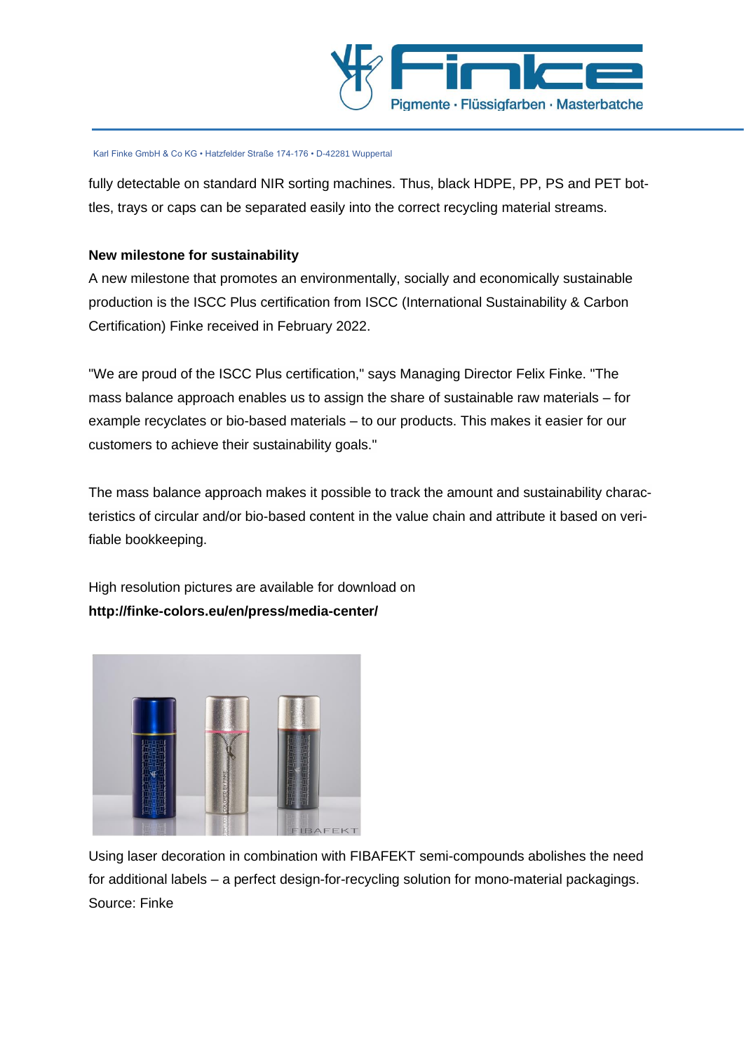fully detectable on standard NIR sorting machines. Thus, black HDPE, PP, PS and PET bottles, trays or caps can be separated easily into the correct recycling material streams.

**New milestone for sustainability**

A new milestone that promotes an environmentally, socially and economically sustainable production is the ISCC Plus certification from ISCC (International Sustainability & Carbon Certification) Finke received in February 2022.

"We are proud of the ISCC Plus certification," says Managing Director Felix Finke. "The mass balance approach enables us to assign the share of sustainable raw materials – for example recyclates or bio-based materials – to our products. This makes it easier for our customers to achieve their sustainability goals."

The mass balance approach makes it possible to track the amount and sustainability characteristics of circular and/or bio-based content in the value chain and attribute it based on verifiable bookkeeping.

High resolution pictures are available for download on
**http://finke-colors.eu/en/press/media-center/**

Using laser decoration in combination with FIBAFEKT semi-compounds abolishes the need for additional labels – a perfect design-for-recycling solution for mono-material packagings.
Source: Finke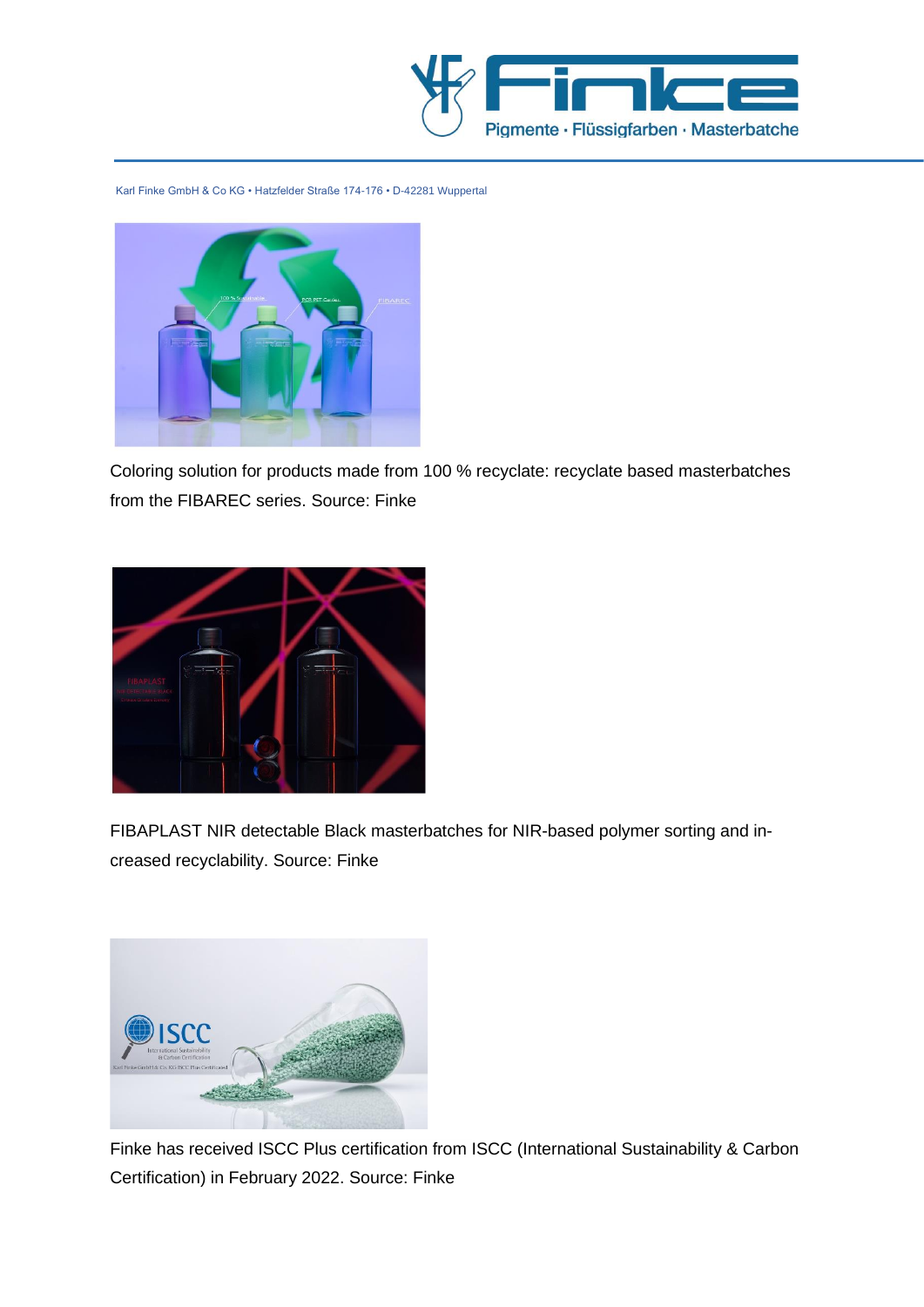Karl Finke GmbH & Co KG • Hatzfelder Straße 174-176 • D-42281 Wuppertal

Coloring solution for products made from 100 % recyclate: recyclate based masterbatches from the FIBAREC series. Source: Finke

FIBAPLAST NIR detectable Black masterbatches for NIR-based polymer sorting and increased recyclability. Source: Finke

Finke has received ISCC Plus certification from ISCC (International Sustainability & Carbon Certification) in February 2022. Source: Finke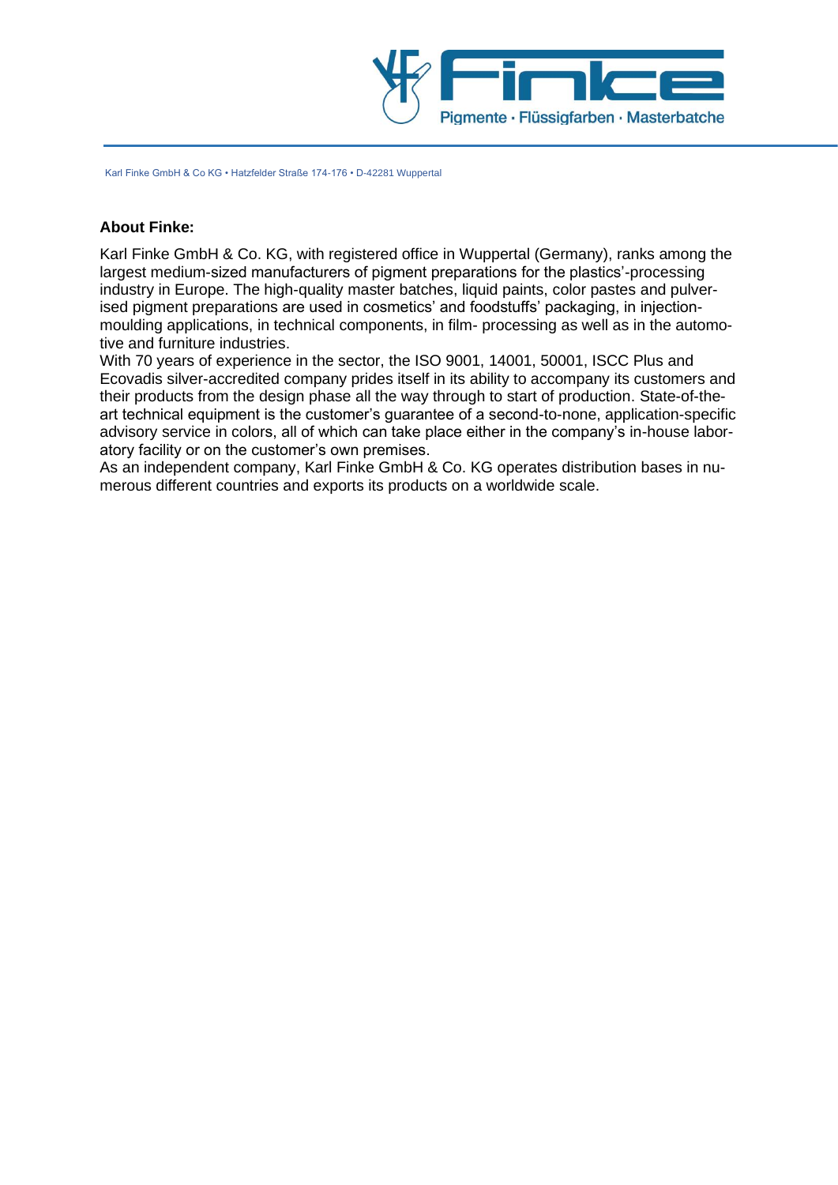Karl Finke GmbH & Co KG • Hatzfelder Straße 174-176 • D-42281 Wuppertal

**About Finke:**

Karl Finke GmbH & Co. KG, with registered office in Wuppertal (Germany), ranks among the largest medium-sized manufacturers of pigment preparations for the plastics'-processing industry in Europe. The high-quality master batches, liquid paints, color pastes and pulverised pigment preparations are used in cosmetics' and foodstuffs' packaging, in injection-moulding applications, in technical components, in film- processing as well as in the automotive and furniture industries.

With 70 years of experience in the sector, the ISO 9001, 14001, 50001, ISCC Plus and Ecovadis silver-accredited company prides itself in its ability to accompany its customers and their products from the design phase all the way through to start of production. State-of-the-art technical equipment is the customer's guarantee of a second-to-none, application-specific advisory service in colors, all of which can take place either in the company's in-house laboratory facility or on the customer's own premises.

As an independent company, Karl Finke GmbH & Co. KG operates distribution bases in numerous different countries and exports its products on a worldwide scale.